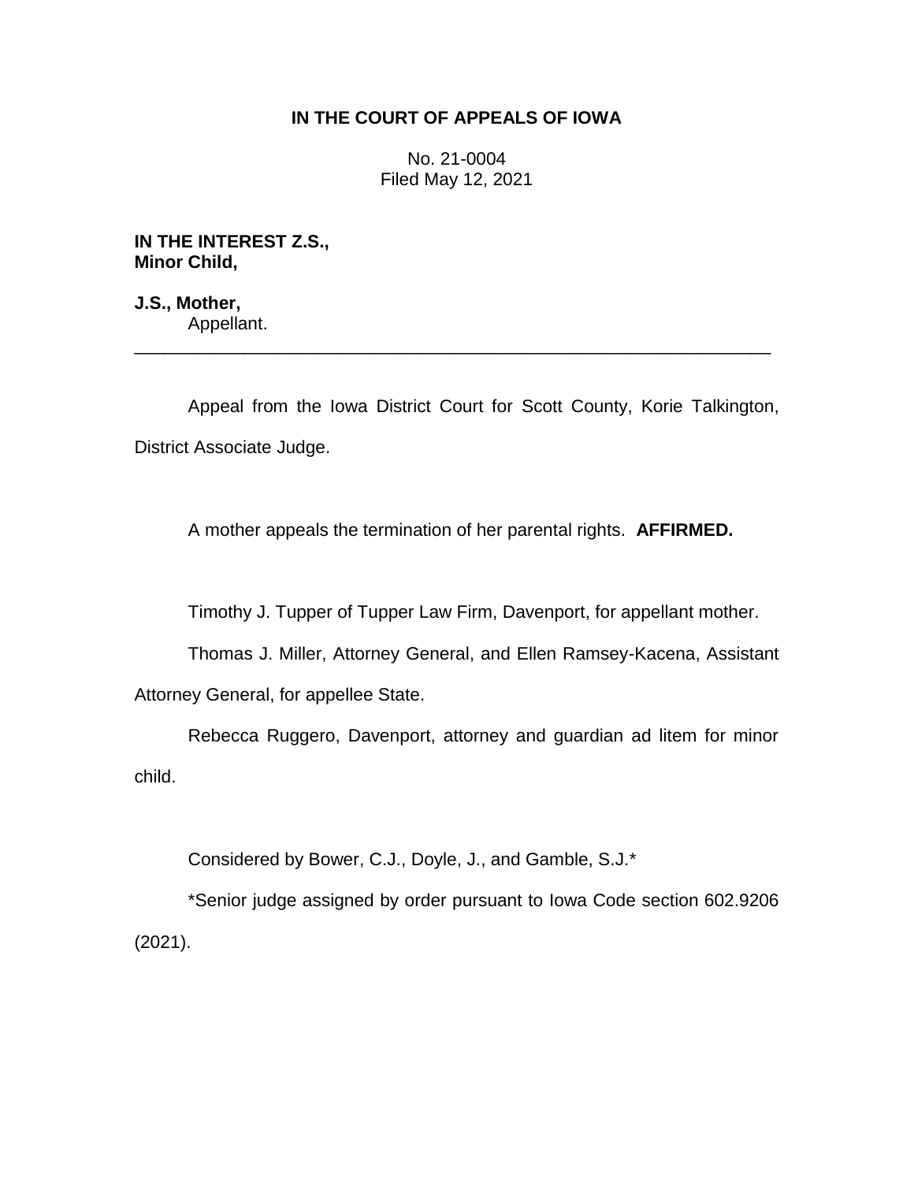# IN THE COURT OF APPEALS OF IOWA

No. 21-0004
Filed May 12, 2021

**IN THE INTEREST Z.S.,**
**Minor Child,**

**J.S., Mother,**
Appellant.

---

Appeal from the Iowa District Court for Scott County, Korie Talkington, District Associate Judge.

A mother appeals the termination of her parental rights. **AFFIRMED.**

Timothy J. Tupper of Tupper Law Firm, Davenport, for appellant mother.

Thomas J. Miller, Attorney General, and Ellen Ramsey-Kacena, Assistant Attorney General, for appellee State.

Rebecca Ruggero, Davenport, attorney and guardian ad litem for minor child.

Considered by Bower, C.J., Doyle, J., and Gamble, S.J.*

*Senior judge assigned by order pursuant to Iowa Code section 602.9206 (2021).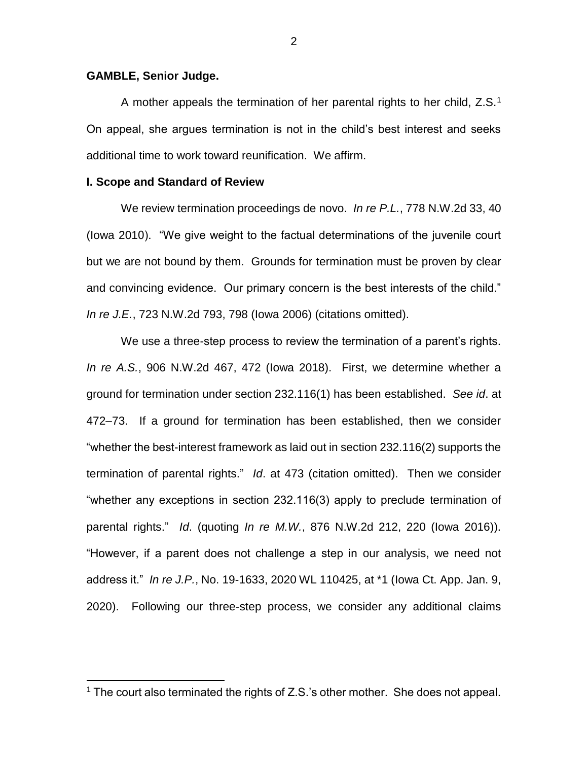**GAMBLE, Senior Judge.**

A mother appeals the termination of her parental rights to her child, Z.S.[1] On appeal, she argues termination is not in the child's best interest and seeks additional time to work toward reunification. We affirm.

**I. Scope and Standard of Review**

We review termination proceedings de novo. *In re P.L.*, 778 N.W.2d 33, 40 (Iowa 2010). "We give weight to the factual determinations of the juvenile court but we are not bound by them. Grounds for termination must be proven by clear and convincing evidence. Our primary concern is the best interests of the child." *In re J.E.*, 723 N.W.2d 793, 798 (Iowa 2006) (citations omitted).

We use a three-step process to review the termination of a parent's rights. *In re A.S.*, 906 N.W.2d 467, 472 (Iowa 2018). First, we determine whether a ground for termination under section 232.116(1) has been established. *See id*. at 472–73. If a ground for termination has been established, then we consider "whether the best-interest framework as laid out in section 232.116(2) supports the termination of parental rights." *Id*. at 473 (citation omitted). Then we consider "whether any exceptions in section 232.116(3) apply to preclude termination of parental rights." *Id*. (quoting *In re M.W.*, 876 N.W.2d 212, 220 (Iowa 2016)). "However, if a parent does not challenge a step in our analysis, we need not address it." *In re J.P.*, No. 19-1633, 2020 WL 110425, at *1 (Iowa Ct. App. Jan. 9, 2020). Following our three-step process, we consider any additional claims

[1] The court also terminated the rights of Z.S.'s other mother. She does not appeal.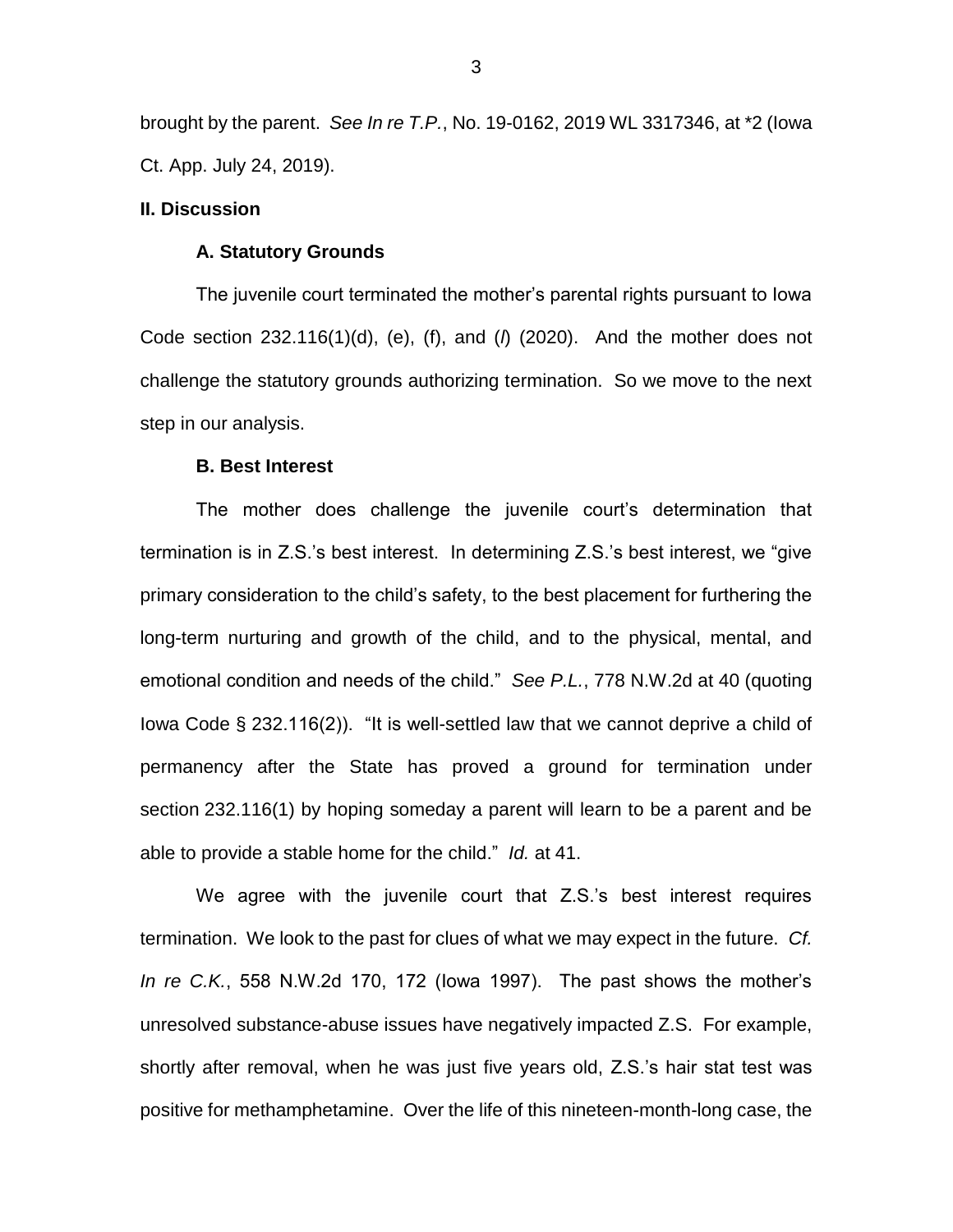brought by the parent. *See In re T.P.*, No. 19-0162, 2019 WL 3317346, at *2 (Iowa Ct. App. July 24, 2019).

**II. Discussion**

**A. Statutory Grounds**

The juvenile court terminated the mother's parental rights pursuant to Iowa Code section 232.116(1)(d), (e), (f), and (*l*) (2020). And the mother does not challenge the statutory grounds authorizing termination. So we move to the next step in our analysis.

**B. Best Interest**

The mother does challenge the juvenile court's determination that termination is in Z.S.'s best interest. In determining Z.S.'s best interest, we "give primary consideration to the child's safety, to the best placement for furthering the long-term nurturing and growth of the child, and to the physical, mental, and emotional condition and needs of the child." *See P.L.*, 778 N.W.2d at 40 (quoting Iowa Code § 232.116(2)). "It is well-settled law that we cannot deprive a child of permanency after the State has proved a ground for termination under section 232.116(1) by hoping someday a parent will learn to be a parent and be able to provide a stable home for the child." *Id.* at 41.

We agree with the juvenile court that Z.S.'s best interest requires termination. We look to the past for clues of what we may expect in the future. *Cf. In re C.K.*, 558 N.W.2d 170, 172 (Iowa 1997). The past shows the mother's unresolved substance-abuse issues have negatively impacted Z.S. For example, shortly after removal, when he was just five years old, Z.S.'s hair stat test was positive for methamphetamine. Over the life of this nineteen-month-long case, the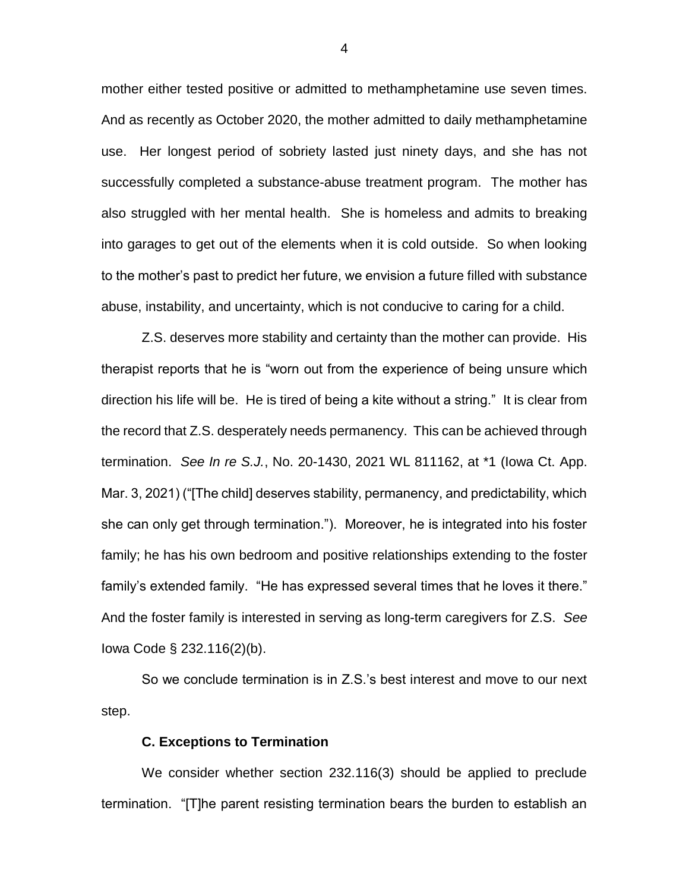mother either tested positive or admitted to methamphetamine use seven times. And as recently as October 2020, the mother admitted to daily methamphetamine use. Her longest period of sobriety lasted just ninety days, and she has not successfully completed a substance-abuse treatment program. The mother has also struggled with her mental health. She is homeless and admits to breaking into garages to get out of the elements when it is cold outside. So when looking to the mother's past to predict her future, we envision a future filled with substance abuse, instability, and uncertainty, which is not conducive to caring for a child.

Z.S. deserves more stability and certainty than the mother can provide. His therapist reports that he is "worn out from the experience of being unsure which direction his life will be. He is tired of being a kite without a string." It is clear from the record that Z.S. desperately needs permanency. This can be achieved through termination. *See In re S.J.*, No. 20-1430, 2021 WL 811162, at *1 (Iowa Ct. App. Mar. 3, 2021) ("[The child] deserves stability, permanency, and predictability, which she can only get through termination."). Moreover, he is integrated into his foster family; he has his own bedroom and positive relationships extending to the foster family's extended family. "He has expressed several times that he loves it there." And the foster family is interested in serving as long-term caregivers for Z.S. *See* Iowa Code § 232.116(2)(b).

So we conclude termination is in Z.S.'s best interest and move to our next step.

### C. Exceptions to Termination

We consider whether section 232.116(3) should be applied to preclude termination. "[T]he parent resisting termination bears the burden to establish an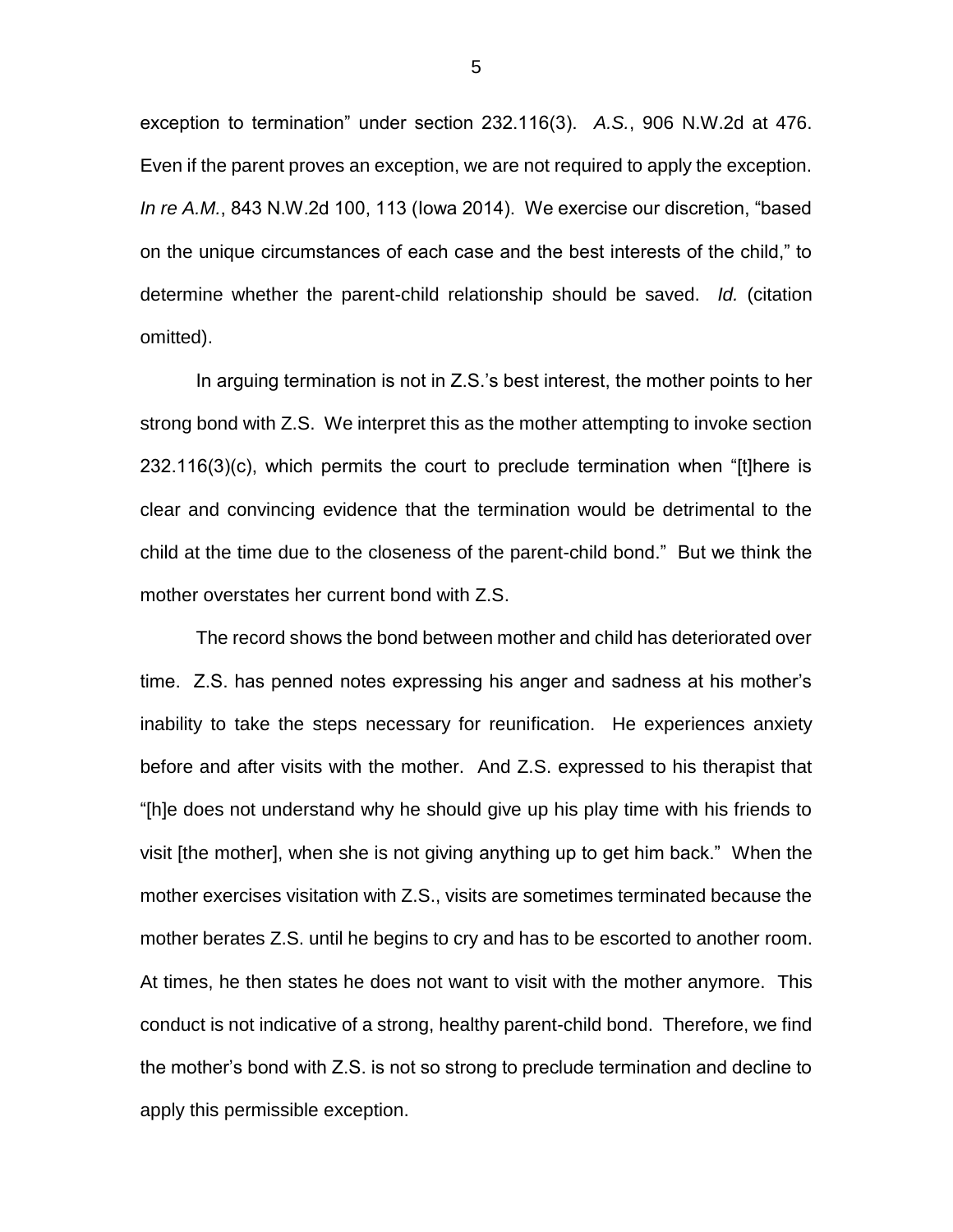exception to termination" under section 232.116(3). *A.S.*, 906 N.W.2d at 476. Even if the parent proves an exception, we are not required to apply the exception. *In re A.M.*, 843 N.W.2d 100, 113 (Iowa 2014). We exercise our discretion, "based on the unique circumstances of each case and the best interests of the child," to determine whether the parent-child relationship should be saved. *Id.* (citation omitted).

In arguing termination is not in Z.S.'s best interest, the mother points to her strong bond with Z.S. We interpret this as the mother attempting to invoke section 232.116(3)(c), which permits the court to preclude termination when "[t]here is clear and convincing evidence that the termination would be detrimental to the child at the time due to the closeness of the parent-child bond." But we think the mother overstates her current bond with Z.S.

The record shows the bond between mother and child has deteriorated over time. Z.S. has penned notes expressing his anger and sadness at his mother's inability to take the steps necessary for reunification. He experiences anxiety before and after visits with the mother. And Z.S. expressed to his therapist that "[h]e does not understand why he should give up his play time with his friends to visit [the mother], when she is not giving anything up to get him back." When the mother exercises visitation with Z.S., visits are sometimes terminated because the mother berates Z.S. until he begins to cry and has to be escorted to another room. At times, he then states he does not want to visit with the mother anymore. This conduct is not indicative of a strong, healthy parent-child bond. Therefore, we find the mother's bond with Z.S. is not so strong to preclude termination and decline to apply this permissible exception.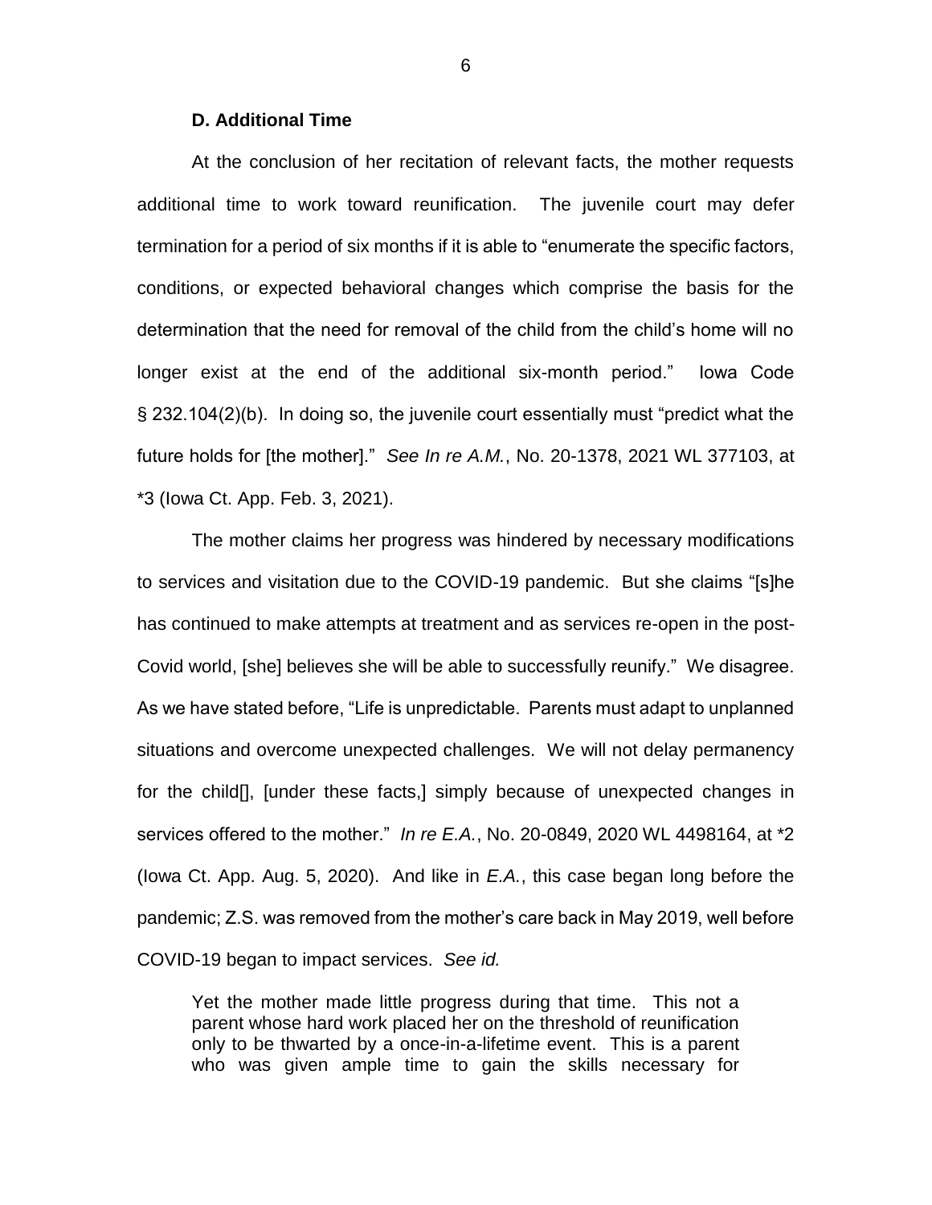**D. Additional Time**

At the conclusion of her recitation of relevant facts, the mother requests additional time to work toward reunification. The juvenile court may defer termination for a period of six months if it is able to "enumerate the specific factors, conditions, or expected behavioral changes which comprise the basis for the determination that the need for removal of the child from the child's home will no longer exist at the end of the additional six-month period." Iowa Code § 232.104(2)(b). In doing so, the juvenile court essentially must "predict what the future holds for [the mother]." *See In re A.M.*, No. 20-1378, 2021 WL 377103, at *3 (Iowa Ct. App. Feb. 3, 2021).

The mother claims her progress was hindered by necessary modifications to services and visitation due to the COVID-19 pandemic. But she claims "[s]he has continued to make attempts at treatment and as services re-open in the post-Covid world, [she] believes she will be able to successfully reunify." We disagree. As we have stated before, "Life is unpredictable. Parents must adapt to unplanned situations and overcome unexpected challenges. We will not delay permanency for the child[], [under these facts,] simply because of unexpected changes in services offered to the mother." *In re E.A.*, No. 20-0849, 2020 WL 4498164, at *2 (Iowa Ct. App. Aug. 5, 2020). And like in *E.A.*, this case began long before the pandemic; Z.S. was removed from the mother's care back in May 2019, well before COVID-19 began to impact services. *See id.*

> Yet the mother made little progress during that time. This not a parent whose hard work placed her on the threshold of reunification only to be thwarted by a once-in-a-lifetime event. This is a parent who was given ample time to gain the skills necessary for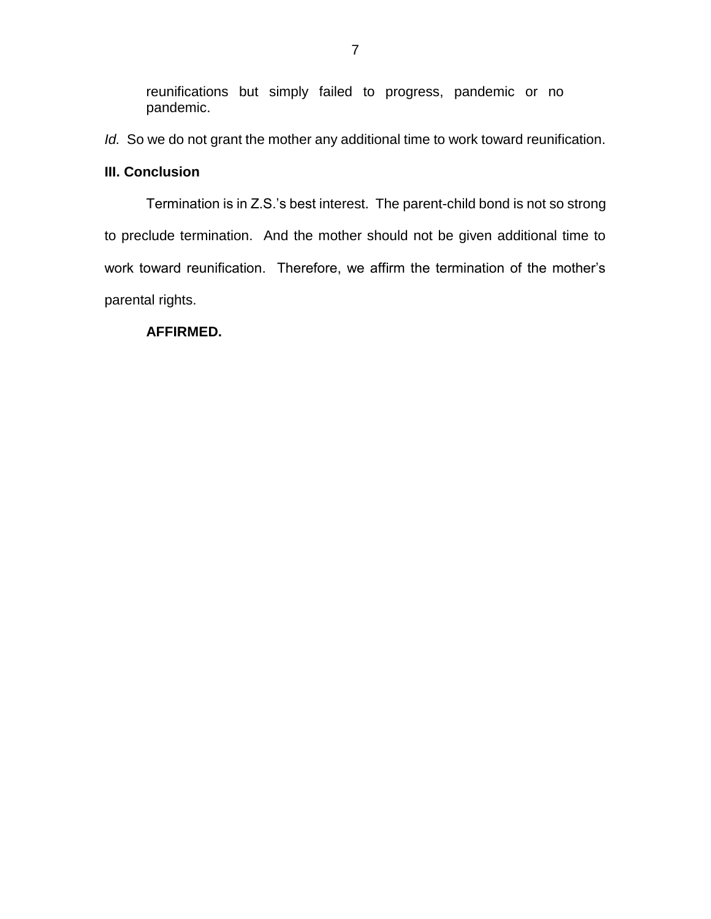> reunifications but simply failed to progress, pandemic or no pandemic.

*Id.* So we do not grant the mother any additional time to work toward reunification.

**III. Conclusion**

Termination is in Z.S.'s best interest. The parent-child bond is not so strong to preclude termination. And the mother should not be given additional time to work toward reunification. Therefore, we affirm the termination of the mother's parental rights.

**AFFIRMED.**